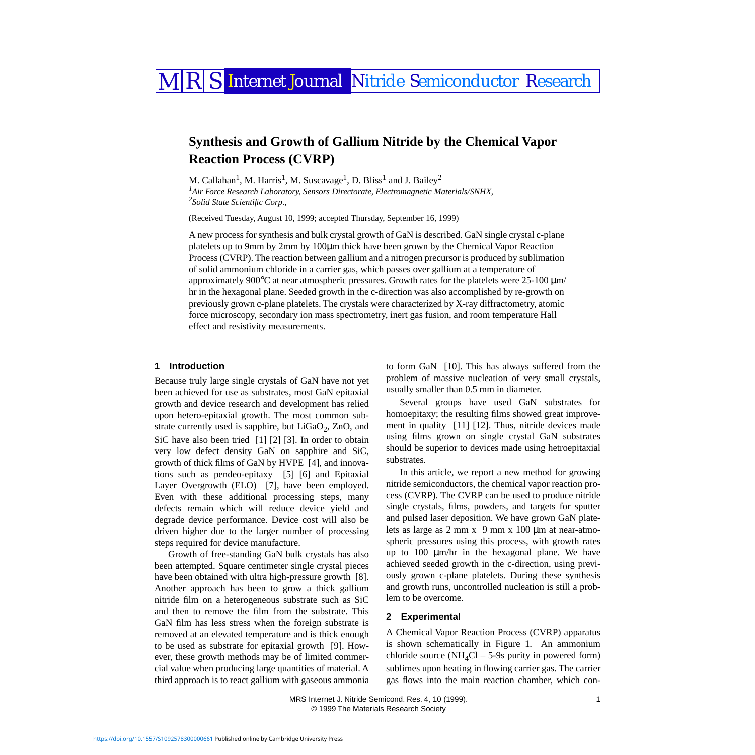# Synthesis and Growth of Gallium Nitride by the Chemical Vapor Reaction Process (CVRP)

M. Callahan[1], M. Harris[1], M. Suscavage[1], D. Bliss[1] and J. Bailey[2]

*[1]Air Force Research Laboratory, Sensors Directorate, Electromagnetic Materials/SNHX,*
*[2]Solid State Scientific Corp.,*

(Received Tuesday, August 10, 1999; accepted Thursday, September 16, 1999)

A new process for synthesis and bulk crystal growth of GaN is described. GaN single crystal c-plane platelets up to 9mm by 2mm by 100µm thick have been grown by the Chemical Vapor Reaction Process (CVRP). The reaction between gallium and a nitrogen precursor is produced by sublimation of solid ammonium chloride in a carrier gas, which passes over gallium at a temperature of approximately 900°C at near atmospheric pressures. Growth rates for the platelets were 25-100 µm/hr in the hexagonal plane. Seeded growth in the c-direction was also accomplished by re-growth on previously grown c-plane platelets. The crystals were characterized by X-ray diffractometry, atomic force microscopy, secondary ion mass spectrometry, inert gas fusion, and room temperature Hall effect and resistivity measurements.

## 1 Introduction

Because truly large single crystals of GaN have not yet been achieved for use as substrates, most GaN epitaxial growth and device research and development has relied upon hetero-epitaxial growth. The most common substrate currently used is sapphire, but $LiGaO_2$, ZnO, and SiC have also been tried [1] [2] [3]. In order to obtain very low defect density GaN on sapphire and SiC, growth of thick films of GaN by HVPE [4], and innovations such as pendeo-epitaxy [5] [6] and Epitaxial Layer Overgrowth (ELO) [7], have been employed. Even with these additional processing steps, many defects remain which will reduce device yield and degrade device performance. Device cost will also be driven higher due to the larger number of processing steps required for device manufacture.

Growth of free-standing GaN bulk crystals has also been attempted. Square centimeter single crystal pieces have been obtained with ultra high-pressure growth [8]. Another approach has been to grow a thick gallium nitride film on a heterogeneous substrate such as SiC and then to remove the film from the substrate. This GaN film has less stress when the foreign substrate is removed at an elevated temperature and is thick enough to be used as substrate for epitaxial growth [9]. However, these growth methods may be of limited commercial value when producing large quantities of material. A third approach is to react gallium with gaseous ammonia to form GaN [10]. This has always suffered from the problem of massive nucleation of very small crystals, usually smaller than 0.5 mm in diameter.

Several groups have used GaN substrates for homoepitaxy; the resulting films showed great improvement in quality [11] [12]. Thus, nitride devices made using films grown on single crystal GaN substrates should be superior to devices made using hetroepitaxial substrates.

In this article, we report a new method for growing nitride semiconductors, the chemical vapor reaction process (CVRP). The CVRP can be used to produce nitride single crystals, films, powders, and targets for sputter and pulsed laser deposition. We have grown GaN platelets as large as 2 mm x 9 mm x 100 µm at near-atmospheric pressures using this process, with growth rates up to 100 µm/hr in the hexagonal plane. We have achieved seeded growth in the c-direction, using previously grown c-plane platelets. During these synthesis and growth runs, uncontrolled nucleation is still a problem to be overcome.

## 2 Experimental

A Chemical Vapor Reaction Process (CVRP) apparatus is shown schematically in Figure 1. An ammonium chloride source ($NH_4Cl$ – 5-9s purity in powered form) sublimes upon heating in flowing carrier gas. The carrier gas flows into the main reaction chamber, which con-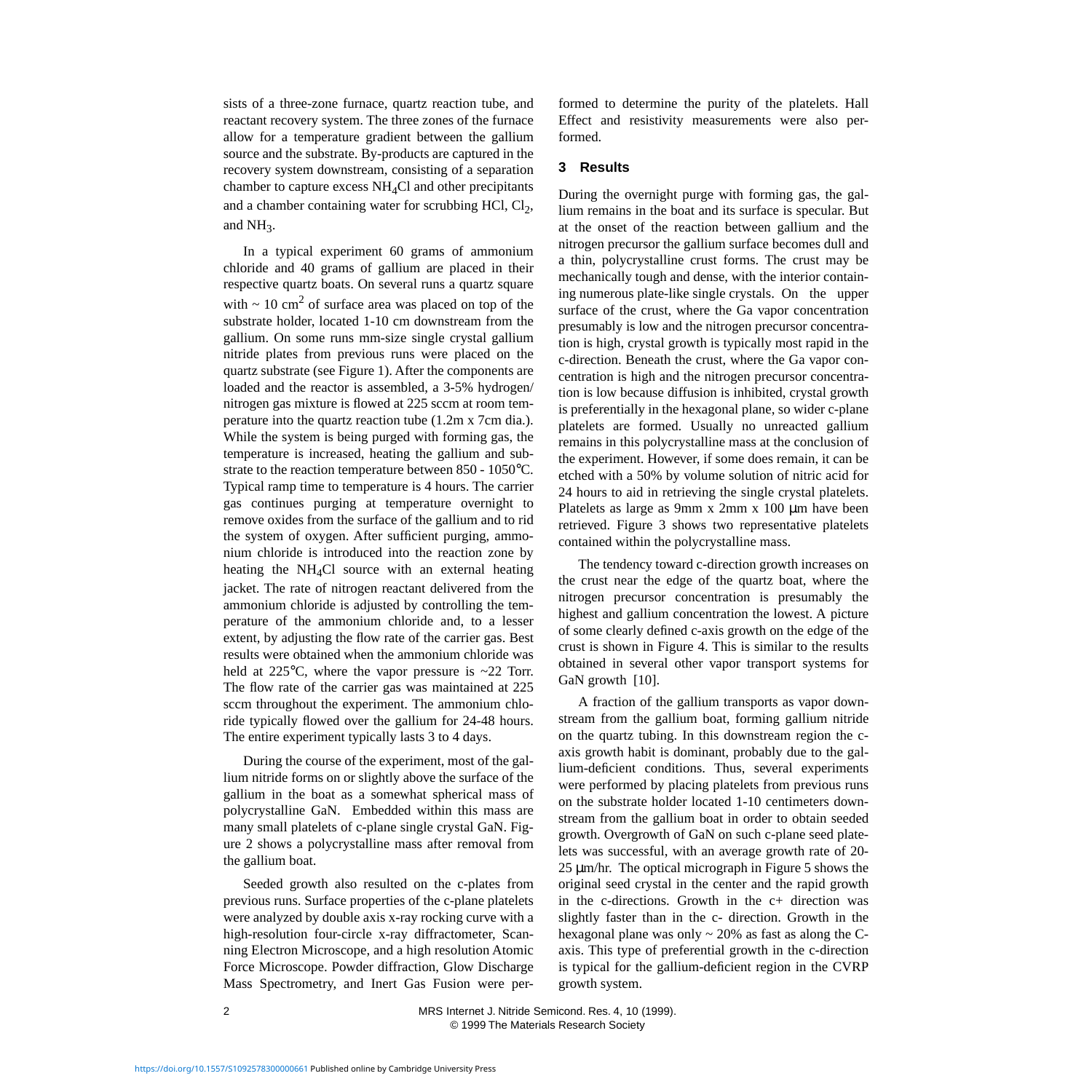sists of a three-zone furnace, quartz reaction tube, and reactant recovery system. The three zones of the furnace allow for a temperature gradient between the gallium source and the substrate. By-products are captured in the recovery system downstream, consisting of a separation chamber to capture excess $NH_4Cl$ and other precipitants and a chamber containing water for scrubbing HCl, $Cl_2$, and $NH_3$.

In a typical experiment 60 grams of ammonium chloride and 40 grams of gallium are placed in their respective quartz boats. On several runs a quartz square with ~ 10 $cm^2$ of surface area was placed on top of the substrate holder, located 1-10 cm downstream from the gallium. On some runs mm-size single crystal gallium nitride plates from previous runs were placed on the quartz substrate (see Figure 1). After the components are loaded and the reactor is assembled, a 3-5% hydrogen/nitrogen gas mixture is flowed at 225 sccm at room temperature into the quartz reaction tube (1.2m x 7cm dia.). While the system is being purged with forming gas, the temperature is increased, heating the gallium and substrate to the reaction temperature between 850 - 1050°C. Typical ramp time to temperature is 4 hours. The carrier gas continues purging at temperature overnight to remove oxides from the surface of the gallium and to rid the system of oxygen. After sufficient purging, ammonium chloride is introduced into the reaction zone by heating the $NH_4Cl$ source with an external heating jacket. The rate of nitrogen reactant delivered from the ammonium chloride is adjusted by controlling the temperature of the ammonium chloride and, to a lesser extent, by adjusting the flow rate of the carrier gas. Best results were obtained when the ammonium chloride was held at 225°C, where the vapor pressure is ~22 Torr. The flow rate of the carrier gas was maintained at 225 sccm throughout the experiment. The ammonium chloride typically flowed over the gallium for 24-48 hours. The entire experiment typically lasts 3 to 4 days.

During the course of the experiment, most of the gallium nitride forms on or slightly above the surface of the gallium in the boat as a somewhat spherical mass of polycrystalline GaN. Embedded within this mass are many small platelets of c-plane single crystal GaN. Figure 2 shows a polycrystalline mass after removal from the gallium boat.

Seeded growth also resulted on the c-plates from previous runs. Surface properties of the c-plane platelets were analyzed by double axis x-ray rocking curve with a high-resolution four-circle x-ray diffractometer, Scanning Electron Microscope, and a high resolution Atomic Force Microscope. Powder diffraction, Glow Discharge Mass Spectrometry, and Inert Gas Fusion were performed to determine the purity of the platelets. Hall Effect and resistivity measurements were also performed.

## 3 Results

During the overnight purge with forming gas, the gallium remains in the boat and its surface is specular. But at the onset of the reaction between gallium and the nitrogen precursor the gallium surface becomes dull and a thin, polycrystalline crust forms. The crust may be mechanically tough and dense, with the interior containing numerous plate-like single crystals. On the upper surface of the crust, where the Ga vapor concentration presumably is low and the nitrogen precursor concentration is high, crystal growth is typically most rapid in the c-direction. Beneath the crust, where the Ga vapor concentration is high and the nitrogen precursor concentration is low because diffusion is inhibited, crystal growth is preferentially in the hexagonal plane, so wider c-plane platelets are formed. Usually no unreacted gallium remains in this polycrystalline mass at the conclusion of the experiment. However, if some does remain, it can be etched with a 50% by volume solution of nitric acid for 24 hours to aid in retrieving the single crystal platelets. Platelets as large as 9mm x 2mm x 100 μm have been retrieved. Figure 3 shows two representative platelets contained within the polycrystalline mass.

The tendency toward c-direction growth increases on the crust near the edge of the quartz boat, where the nitrogen precursor concentration is presumably the highest and gallium concentration the lowest. A picture of some clearly defined c-axis growth on the edge of the crust is shown in Figure 4. This is similar to the results obtained in several other vapor transport systems for GaN growth [10].

A fraction of the gallium transports as vapor downstream from the gallium boat, forming gallium nitride on the quartz tubing. In this downstream region the c-axis growth habit is dominant, probably due to the gallium-deficient conditions. Thus, several experiments were performed by placing platelets from previous runs on the substrate holder located 1-10 centimeters downstream from the gallium boat in order to obtain seeded growth. Overgrowth of GaN on such c-plane seed platelets was successful, with an average growth rate of 20-25 μm/hr. The optical micrograph in Figure 5 shows the original seed crystal in the center and the rapid growth in the c-directions. Growth in the c+ direction was slightly faster than in the c- direction. Growth in the hexagonal plane was only ~ 20% as fast as along the C-axis. This type of preferential growth in the c-direction is typical for the gallium-deficient region in the CVRP growth system.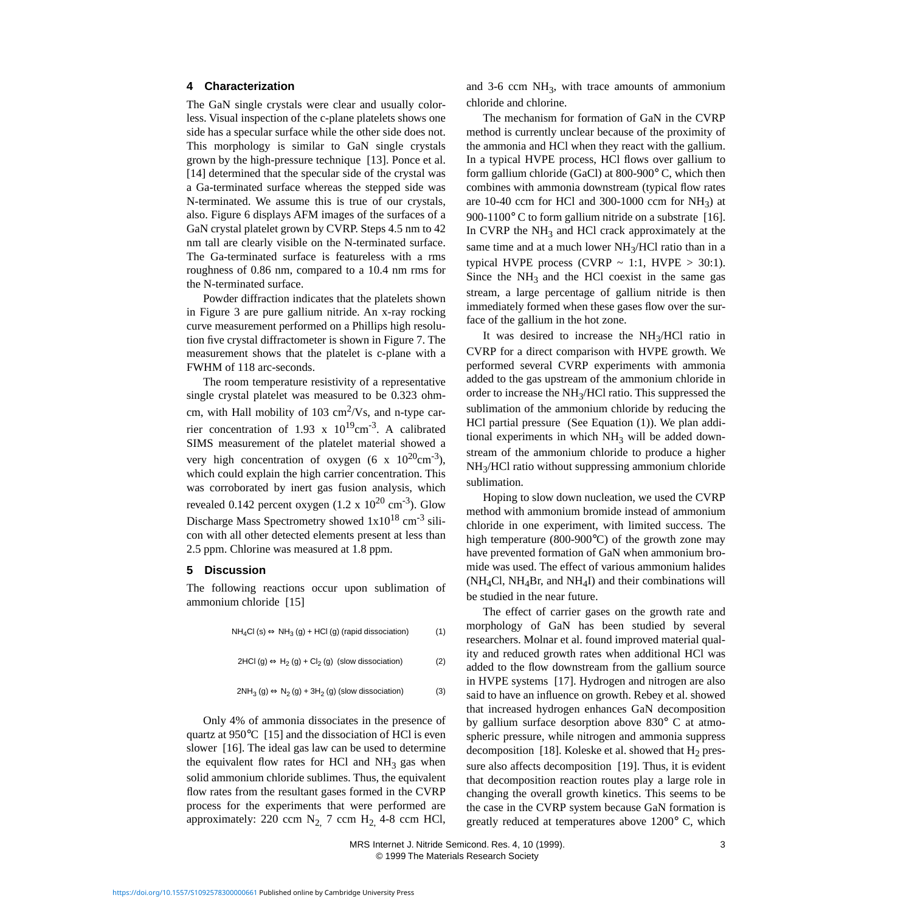## 4 Characterization

The GaN single crystals were clear and usually colorless. Visual inspection of the c-plane platelets shows one side has a specular surface while the other side does not. This morphology is similar to GaN single crystals grown by the high-pressure technique [13]. Ponce et al. [14] determined that the specular side of the crystal was a Ga-terminated surface whereas the stepped side was N-terminated. We assume this is true of our crystals, also. Figure 6 displays AFM images of the surfaces of a GaN crystal platelet grown by CVRP. Steps 4.5 nm to 42 nm tall are clearly visible on the N-terminated surface. The Ga-terminated surface is featureless with a rms roughness of 0.86 nm, compared to a 10.4 nm rms for the N-terminated surface.

Powder diffraction indicates that the platelets shown in Figure 3 are pure gallium nitride. An x-ray rocking curve measurement performed on a Phillips high resolution five crystal diffractometer is shown in Figure 7. The measurement shows that the platelet is c-plane with a FWHM of 118 arc-seconds.

The room temperature resistivity of a representative single crystal platelet was measured to be 0.323 ohm-cm, with Hall mobility of 103 $cm^2/Vs$, and n-type carrier concentration of $1.93 \times 10^{19} cm^{-3}$. A calibrated SIMS measurement of the platelet material showed a very high concentration of oxygen ($6 \times 10^{20} cm^{-3}$), which could explain the high carrier concentration. This was corroborated by inert gas fusion analysis, which revealed 0.142 percent oxygen ($1.2 \times 10^{20}$ $cm^{-3}$). Glow Discharge Mass Spectrometry showed $1 \times 10^{18}$ $cm^{-3}$ silicon with all other detected elements present at less than 2.5 ppm. Chlorine was measured at 1.8 ppm.

## 5 Discussion

The following reactions occur upon sublimation of ammonium chloride [15]

$$NH_4Cl\ (s) \Leftrightarrow NH_3\ (g) + HCl\ (g)\ \text{(rapid dissociation)} \quad (1)$$

$$2HCl\ (g) \Leftrightarrow H_2\ (g) + Cl_2\ (g)\ \text{(slow dissociation)} \quad (2)$$

$$2NH_3\ (g) \Leftrightarrow N_2\ (g) + 3H_2\ (g)\ \text{(slow dissociation)} \quad (3)$$

Only 4% of ammonia dissociates in the presence of quartz at 950°C [15] and the dissociation of HCl is even slower [16]. The ideal gas law can be used to determine the equivalent flow rates for HCl and $NH_3$ gas when solid ammonium chloride sublimes. Thus, the equivalent flow rates from the resultant gases formed in the CVRP process for the experiments that were performed are approximately: 220 ccm $N_2$, 7 ccm $H_2$, 4-8 ccm HCl, and 3-6 ccm $NH_3$, with trace amounts of ammonium chloride and chlorine.

The mechanism for formation of GaN in the CVRP method is currently unclear because of the proximity of the ammonia and HCl when they react with the gallium. In a typical HVPE process, HCl flows over gallium to form gallium chloride (GaCl) at 800-900° C, which then combines with ammonia downstream (typical flow rates are 10-40 ccm for HCl and 300-1000 ccm for $NH_3$) at 900-1100° C to form gallium nitride on a substrate [16]. In CVRP the $NH_3$ and HCl crack approximately at the same time and at a much lower $NH_3$/HCl ratio than in a typical HVPE process (CVRP ~ 1:1, HVPE > 30:1). Since the $NH_3$ and the HCl coexist in the same gas stream, a large percentage of gallium nitride is then immediately formed when these gases flow over the surface of the gallium in the hot zone.

It was desired to increase the $NH_3$/HCl ratio in CVRP for a direct comparison with HVPE growth. We performed several CVRP experiments with ammonia added to the gas upstream of the ammonium chloride in order to increase the $NH_3$/HCl ratio. This suppressed the sublimation of the ammonium chloride by reducing the HCl partial pressure (See Equation (1)). We plan additional experiments in which $NH_3$ will be added downstream of the ammonium chloride to produce a higher $NH_3$/HCl ratio without suppressing ammonium chloride sublimation.

Hoping to slow down nucleation, we used the CVRP method with ammonium bromide instead of ammonium chloride in one experiment, with limited success. The high temperature (800-900°C) of the growth zone may have prevented formation of GaN when ammonium bromide was used. The effect of various ammonium halides ($NH_4Cl$, $NH_4Br$, and $NH_4I$) and their combinations will be studied in the near future.

The effect of carrier gases on the growth rate and morphology of GaN has been studied by several researchers. Molnar et al. found improved material quality and reduced growth rates when additional HCl was added to the flow downstream from the gallium source in HVPE systems [17]. Hydrogen and nitrogen are also said to have an influence on growth. Rebey et al. showed that increased hydrogen enhances GaN decomposition by gallium surface desorption above 830° C at atmospheric pressure, while nitrogen and ammonia suppress decomposition [18]. Koleske et al. showed that $H_2$ pressure also affects decomposition [19]. Thus, it is evident that decomposition reaction routes play a large role in changing the overall growth kinetics. This seems to be the case in the CVRP system because GaN formation is greatly reduced at temperatures above 1200° C, which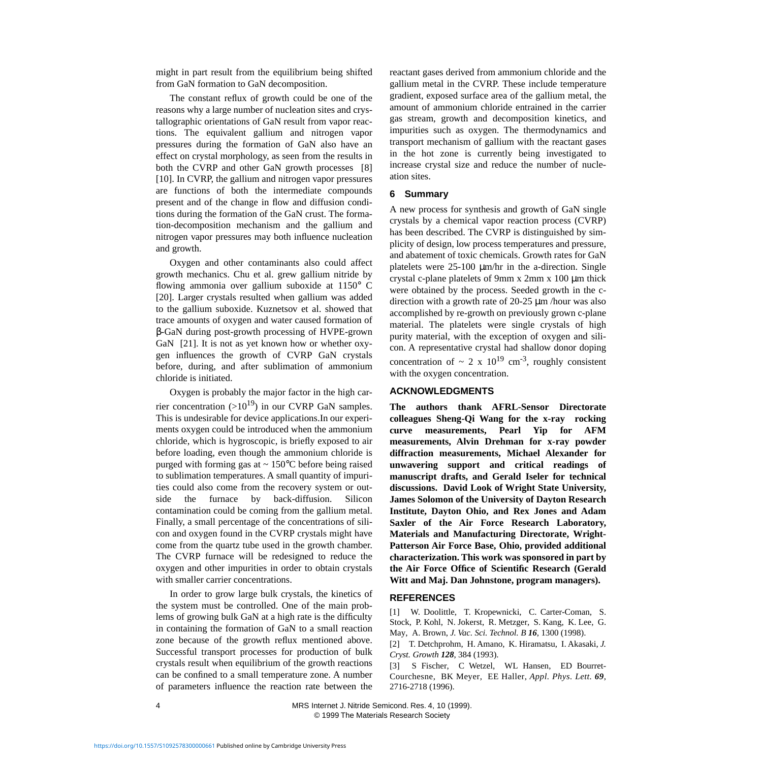might in part result from the equilibrium being shifted from GaN formation to GaN decomposition.

The constant reflux of growth could be one of the reasons why a large number of nucleation sites and crystallographic orientations of GaN result from vapor reactions. The equivalent gallium and nitrogen vapor pressures during the formation of GaN also have an effect on crystal morphology, as seen from the results in both the CVRP and other GaN growth processes [8] [10]. In CVRP, the gallium and nitrogen vapor pressures are functions of both the intermediate compounds present and of the change in flow and diffusion conditions during the formation of the GaN crust. The formation-decomposition mechanism and the gallium and nitrogen vapor pressures may both influence nucleation and growth.

Oxygen and other contaminants also could affect growth mechanics. Chu et al. grew gallium nitride by flowing ammonia over gallium suboxide at 1150° C [20]. Larger crystals resulted when gallium was added to the gallium suboxide. Kuznetsov et al. showed that trace amounts of oxygen and water caused formation of β-GaN during post-growth processing of HVPE-grown GaN [21]. It is not as yet known how or whether oxygen influences the growth of CVRP GaN crystals before, during, and after sublimation of ammonium chloride is initiated.

Oxygen is probably the major factor in the high carrier concentration ($>10^{19}$) in our CVRP GaN samples. This is undesirable for device applications.In our experiments oxygen could be introduced when the ammonium chloride, which is hygroscopic, is briefly exposed to air before loading, even though the ammonium chloride is purged with forming gas at ~ 150°C before being raised to sublimation temperatures. A small quantity of impurities could also come from the recovery system or outside the furnace by back-diffusion. Silicon contamination could be coming from the gallium metal. Finally, a small percentage of the concentrations of silicon and oxygen found in the CVRP crystals might have come from the quartz tube used in the growth chamber. The CVRP furnace will be redesigned to reduce the oxygen and other impurities in order to obtain crystals with smaller carrier concentrations.

In order to grow large bulk crystals, the kinetics of the system must be controlled. One of the main problems of growing bulk GaN at a high rate is the difficulty in containing the formation of GaN to a small reaction zone because of the growth reflux mentioned above. Successful transport processes for production of bulk crystals result when equilibrium of the growth reactions can be confined to a small temperature zone. A number of parameters influence the reaction rate between the reactant gases derived from ammonium chloride and the gallium metal in the CVRP. These include temperature gradient, exposed surface area of the gallium metal, the amount of ammonium chloride entrained in the carrier gas stream, growth and decomposition kinetics, and impurities such as oxygen. The thermodynamics and transport mechanism of gallium with the reactant gases in the hot zone is currently being investigated to increase crystal size and reduce the number of nucleation sites.

## 6 Summary

A new process for synthesis and growth of GaN single crystals by a chemical vapor reaction process (CVRP) has been described. The CVRP is distinguished by simplicity of design, low process temperatures and pressure, and abatement of toxic chemicals. Growth rates for GaN platelets were 25-100 µm/hr in the a-direction. Single crystal c-plane platelets of 9mm x 2mm x 100 µm thick were obtained by the process. Seeded growth in the c-direction with a growth rate of 20-25 µm /hour was also accomplished by re-growth on previously grown c-plane material. The platelets were single crystals of high purity material, with the exception of oxygen and silicon. A representative crystal had shallow donor doping concentration of ~ $2 \times 10^{19}$ $cm^{-3}$, roughly consistent with the oxygen concentration.

## ACKNOWLEDGMENTS

**The authors thank AFRL-Sensor Directorate colleagues Sheng-Qi Wang for the x-ray rocking curve measurements, Pearl Yip for AFM measurements, Alvin Drehman for x-ray powder diffraction measurements, Michael Alexander for unwavering support and critical readings of manuscript drafts, and Gerald Iseler for technical discussions. David Look of Wright State University, James Solomon of the University of Dayton Research Institute, Dayton Ohio, and Rex Jones and Adam Saxler of the Air Force Research Laboratory, Materials and Manufacturing Directorate, Wright-Patterson Air Force Base, Ohio, provided additional characterization. This work was sponsored in part by the Air Force Office of Scientific Research (Gerald Witt and Maj. Dan Johnstone, program managers).**

## REFERENCES

[1] W. Doolittle, T. Kropewnicki, C. Carter-Coman, S. Stock, P. Kohl, N. Jokerst, R. Metzger, S. Kang, K. Lee, G. May, A. Brown, *J. Vac. Sci. Technol. B* ***16***, 1300 (1998).

[2] T. Detchprohm, H. Amano, K. Hiramatsu, I. Akasaki, *J. Cryst. Growth* ***128***, 384 (1993).

[3] S Fischer, C Wetzel, WL Hansen, ED Bourret-Courchesne, BK Meyer, EE Haller, *Appl. Phys. Lett.* ***69***, 2716-2718 (1996).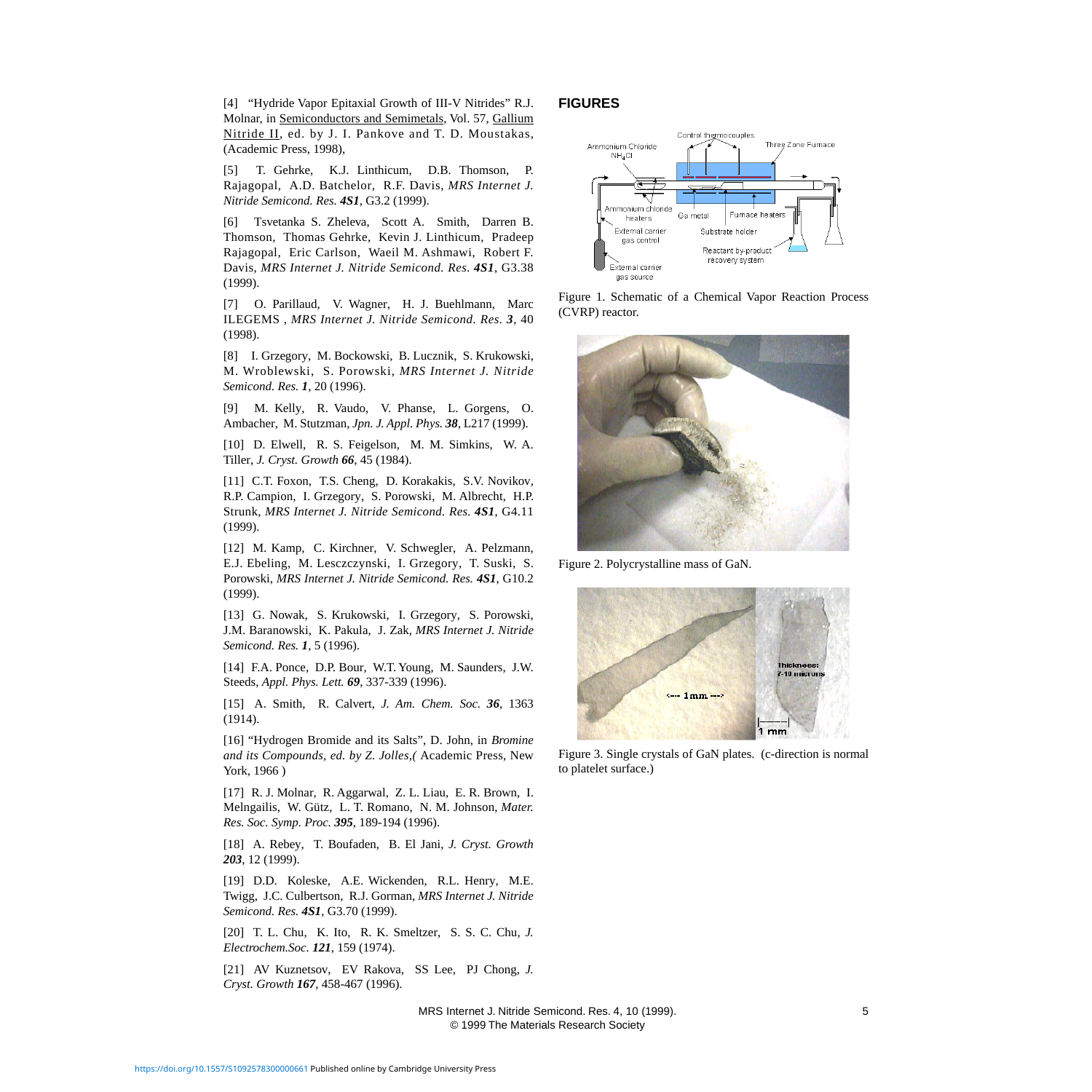[4] "Hydride Vapor Epitaxial Growth of III-V Nitrides" R.J. Molnar, in Semiconductors and Semimetals, Vol. 57, Gallium Nitride II, ed. by J. I. Pankove and T. D. Moustakas, (Academic Press, 1998),

[5] T. Gehrke, K.J. Linthicum, D.B. Thomson, P. Rajagopal, A.D. Batchelor, R.F. Davis, *MRS Internet J. Nitride Semicond. Res.* ***4S1***, G3.2 (1999).

[6] Tsvetanka S. Zheleva, Scott A. Smith, Darren B. Thomson, Thomas Gehrke, Kevin J. Linthicum, Pradeep Rajagopal, Eric Carlson, Waeil M. Ashmawi, Robert F. Davis, *MRS Internet J. Nitride Semicond. Res.* ***4S1***, G3.38 (1999).

[7] O. Parillaud, V. Wagner, H. J. Buehlmann, Marc ILEGEMS , *MRS Internet J. Nitride Semicond. Res.* ***3***, 40 (1998).

[8] I. Grzegory, M. Bockowski, B. Lucznik, S. Krukowski, M. Wroblewski, S. Porowski, *MRS Internet J. Nitride Semicond. Res.* ***1***, 20 (1996).

[9] M. Kelly, R. Vaudo, V. Phanse, L. Gorgens, O. Ambacher, M. Stutzman, *Jpn. J. Appl. Phys.* ***38***, L217 (1999).

[10] D. Elwell, R. S. Feigelson, M. M. Simkins, W. A. Tiller, *J. Cryst. Growth* ***66***, 45 (1984).

[11] C.T. Foxon, T.S. Cheng, D. Korakakis, S.V. Novikov, R.P. Campion, I. Grzegory, S. Porowski, M. Albrecht, H.P. Strunk, *MRS Internet J. Nitride Semicond. Res.* ***4S1***, G4.11 (1999).

[12] M. Kamp, C. Kirchner, V. Schwegler, A. Pelzmann, E.J. Ebeling, M. Lesczczynski, I. Grzegory, T. Suski, S. Porowski, *MRS Internet J. Nitride Semicond. Res.* ***4S1***, G10.2 (1999).

[13] G. Nowak, S. Krukowski, I. Grzegory, S. Porowski, J.M. Baranowski, K. Pakula, J. Zak, *MRS Internet J. Nitride Semicond. Res.* ***1***, 5 (1996).

[14] F.A. Ponce, D.P. Bour, W.T. Young, M. Saunders, J.W. Steeds, *Appl. Phys. Lett.* ***69***, 337-339 (1996).

[15] A. Smith, R. Calvert, *J. Am. Chem. Soc.* ***36***, 1363 (1914).

[16] "Hydrogen Bromide and its Salts", D. John, in *Bromine and its Compounds, ed. by Z. Jolles,(* Academic Press, New York, 1966 )

[17] R. J. Molnar, R. Aggarwal, Z. L. Liau, E. R. Brown, I. Melngailis, W. Gütz, L. T. Romano, N. M. Johnson, *Mater. Res. Soc. Symp. Proc.* ***395***, 189-194 (1996).

[18] A. Rebey, T. Boufaden, B. El Jani, *J. Cryst. Growth* ***203***, 12 (1999).

[19] D.D. Koleske, A.E. Wickenden, R.L. Henry, M.E. Twigg, J.C. Culbertson, R.J. Gorman, *MRS Internet J. Nitride Semicond. Res.* ***4S1***, G3.70 (1999).

[20] T. L. Chu, K. Ito, R. K. Smeltzer, S. S. C. Chu, *J. Electrochem.Soc.* ***121***, 159 (1974).

[21] AV Kuznetsov, EV Rakova, SS Lee, PJ Chong, *J. Cryst. Growth* ***167***, 458-467 (1996).

## FIGURES

Figure 1. Schematic of a Chemical Vapor Reaction Process (CVRP) reactor.

Figure 2. Polycrystalline mass of GaN.

Figure 3. Single crystals of GaN plates. (c-direction is normal to platelet surface.)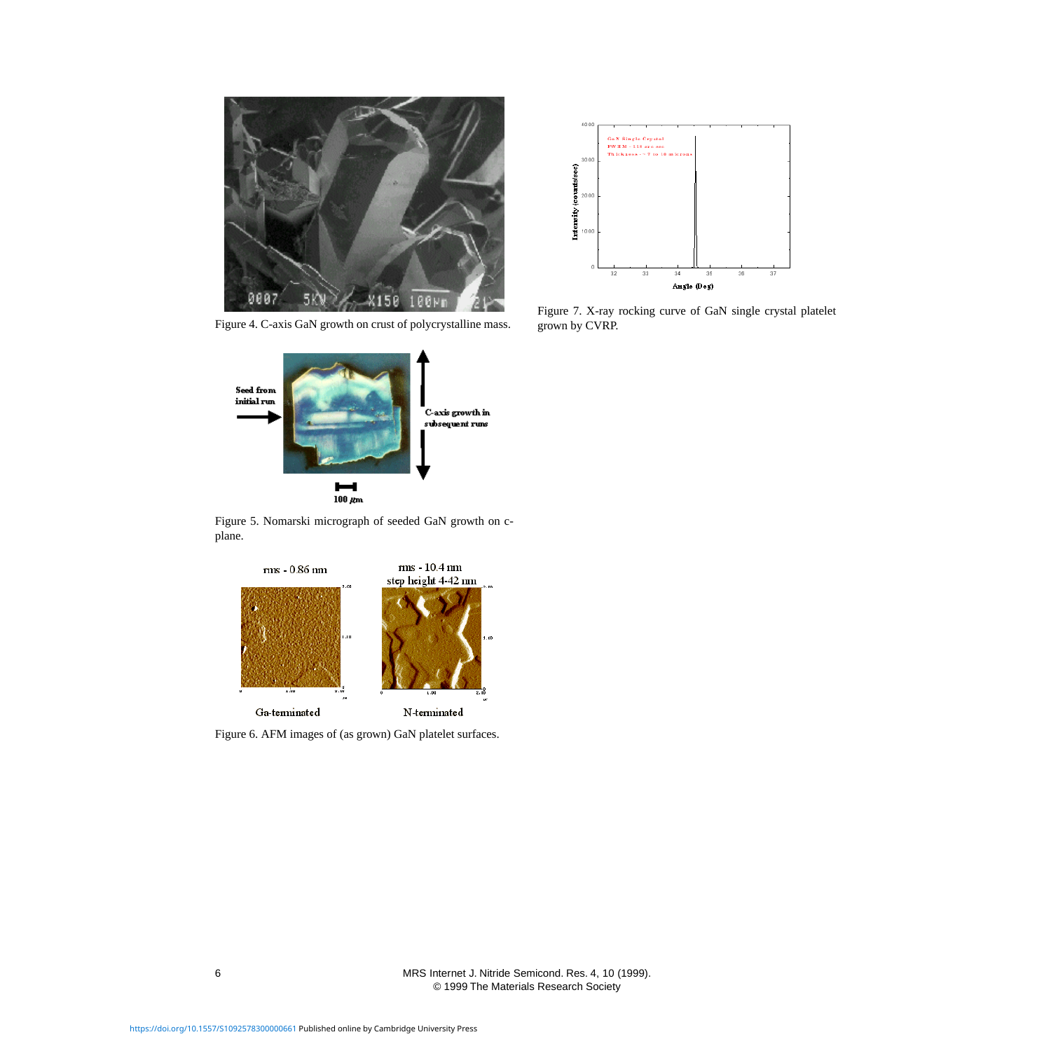Figure 4. C-axis GaN growth on crust of polycrystalline mass.

Seed from initial run

C-axis growth in subsequent runs

100 μm

Figure 5. Nomarski micrograph of seeded GaN growth on c-plane.

rms - 0.86 nm

rms - 10.4 nm
step height 4-42 nm

Ga-terminated

N-terminated

Figure 6. AFM images of (as grown) GaN platelet surfaces.

GaN Single Crystal
FWHM ~ 118 arc sec
Thickness ~ 7 to 10 microns

Intensity (counts/sec)

4000
3000
2000
1000
0

32
33
34
35
36
37

Angle (Deg)

Figure 7. X-ray rocking curve of GaN single crystal platelet grown by CVRP.